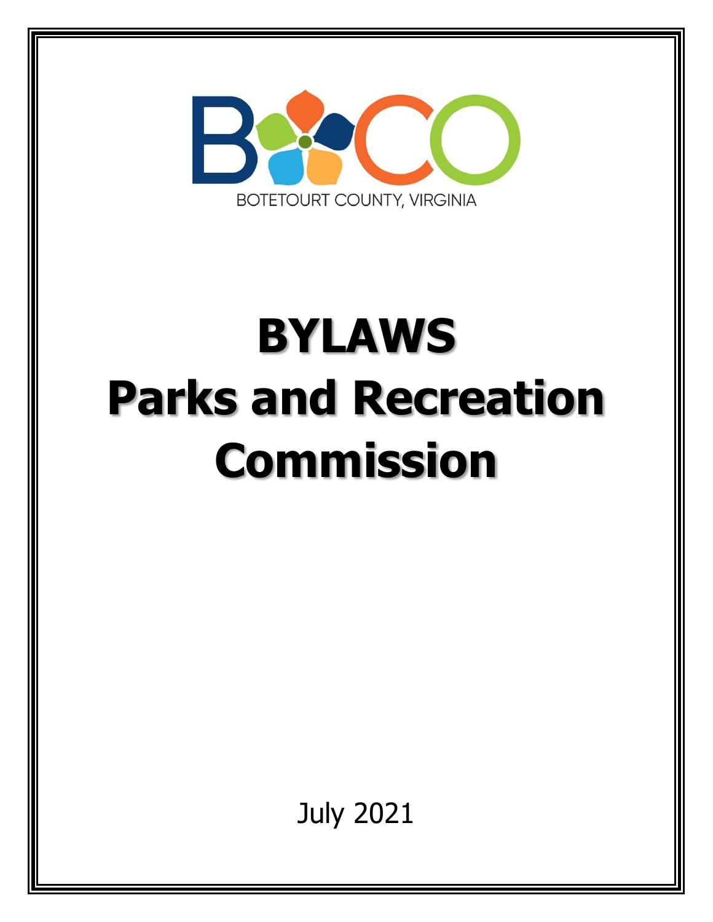BOTETOURT COUNTY, VIRGINIA

# BYLAWS
# Parks and Recreation Commission

July 2021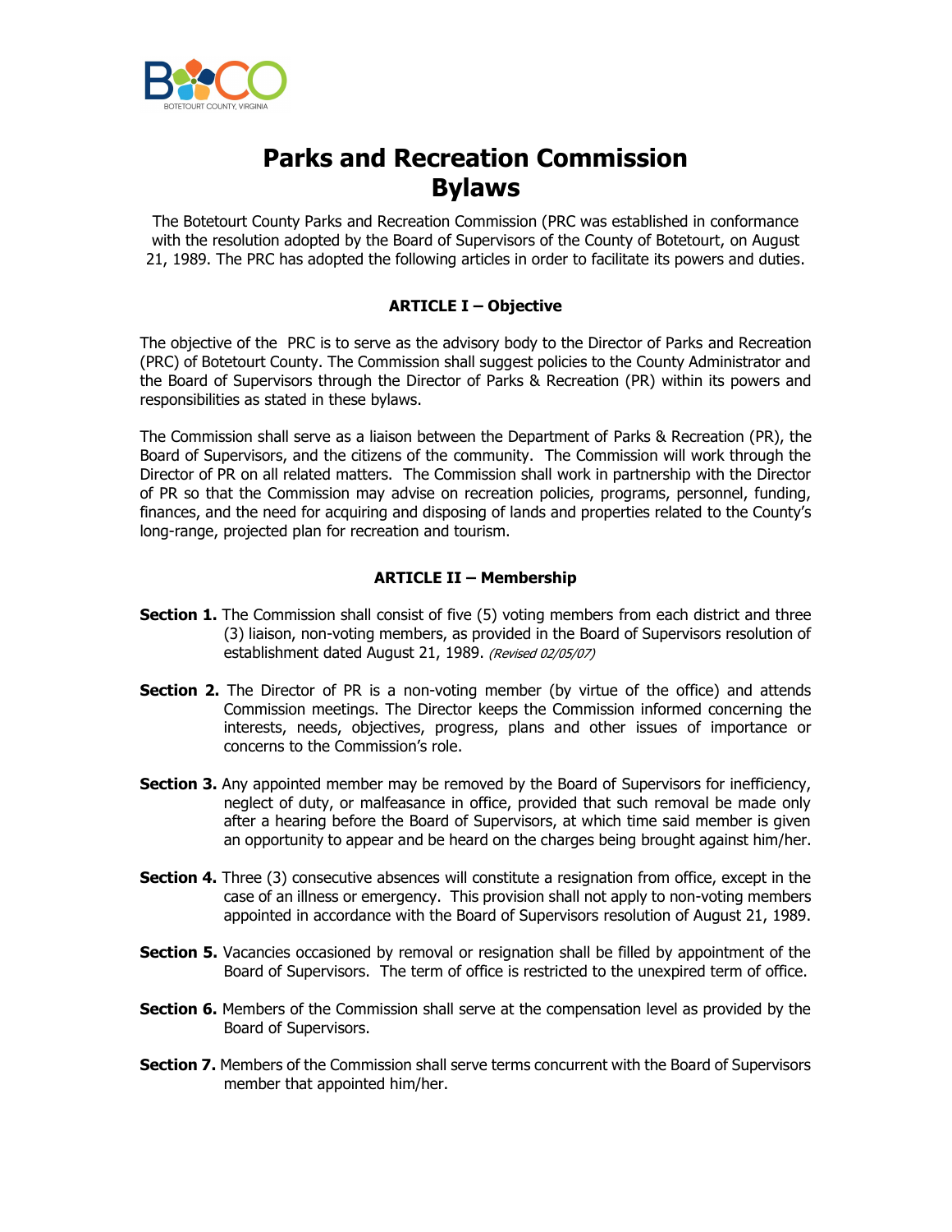# Parks and Recreation Commission Bylaws

The Botetourt County Parks and Recreation Commission (PRC was established in conformance with the resolution adopted by the Board of Supervisors of the County of Botetourt, on August 21, 1989. The PRC has adopted the following articles in order to facilitate its powers and duties.

## ARTICLE I – Objective

The objective of the PRC is to serve as the advisory body to the Director of Parks and Recreation (PRC) of Botetourt County. The Commission shall suggest policies to the County Administrator and the Board of Supervisors through the Director of Parks & Recreation (PR) within its powers and responsibilities as stated in these bylaws.

The Commission shall serve as a liaison between the Department of Parks & Recreation (PR), the Board of Supervisors, and the citizens of the community. The Commission will work through the Director of PR on all related matters. The Commission shall work in partnership with the Director of PR so that the Commission may advise on recreation policies, programs, personnel, funding, finances, and the need for acquiring and disposing of lands and properties related to the County's long-range, projected plan for recreation and tourism.

## ARTICLE II – Membership

**Section 1.** The Commission shall consist of five (5) voting members from each district and three (3) liaison, non-voting members, as provided in the Board of Supervisors resolution of establishment dated August 21, 1989. *(Revised 02/05/07)*

**Section 2.** The Director of PR is a non-voting member (by virtue of the office) and attends Commission meetings. The Director keeps the Commission informed concerning the interests, needs, objectives, progress, plans and other issues of importance or concerns to the Commission's role.

**Section 3.** Any appointed member may be removed by the Board of Supervisors for inefficiency, neglect of duty, or malfeasance in office, provided that such removal be made only after a hearing before the Board of Supervisors, at which time said member is given an opportunity to appear and be heard on the charges being brought against him/her.

**Section 4.** Three (3) consecutive absences will constitute a resignation from office, except in the case of an illness or emergency. This provision shall not apply to non-voting members appointed in accordance with the Board of Supervisors resolution of August 21, 1989.

**Section 5.** Vacancies occasioned by removal or resignation shall be filled by appointment of the Board of Supervisors. The term of office is restricted to the unexpired term of office.

**Section 6.** Members of the Commission shall serve at the compensation level as provided by the Board of Supervisors.

**Section 7.** Members of the Commission shall serve terms concurrent with the Board of Supervisors member that appointed him/her.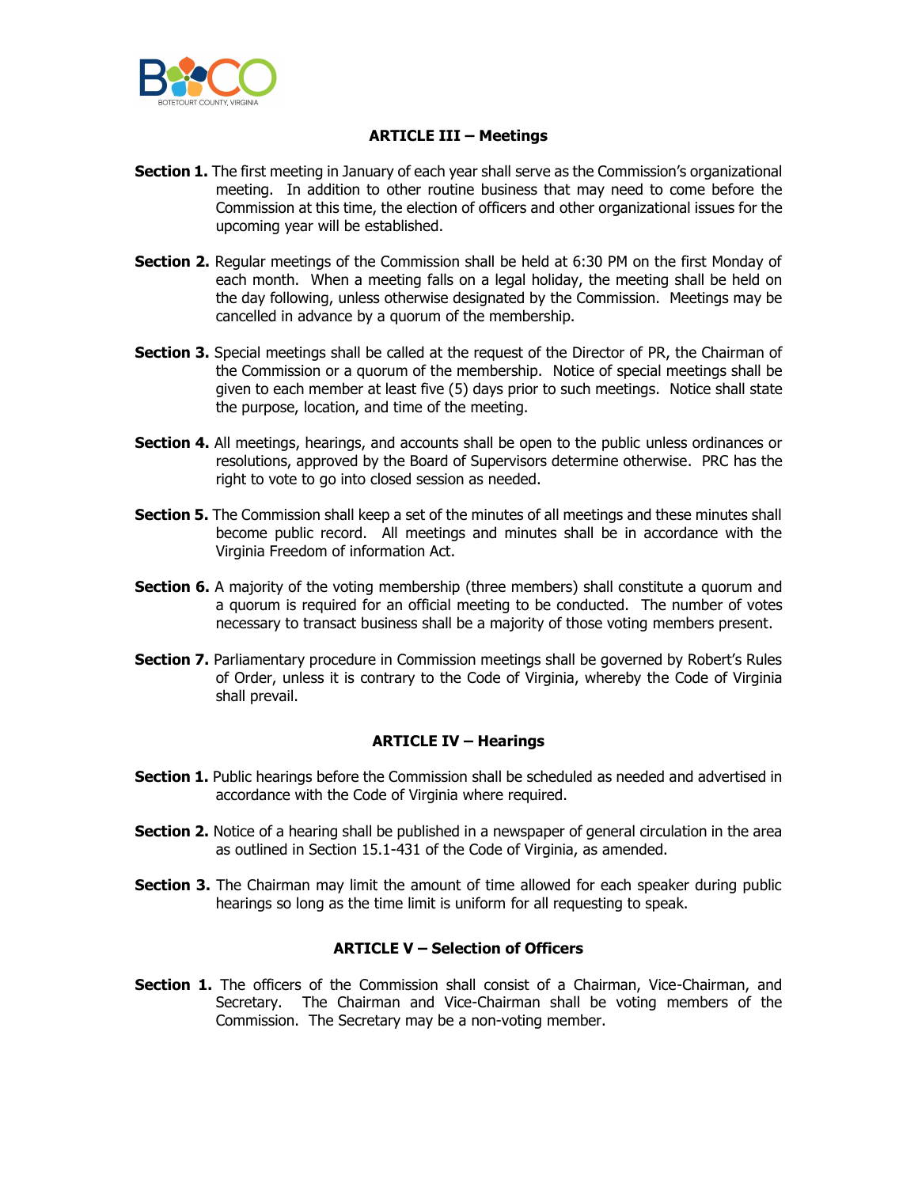### ARTICLE III – Meetings

**Section 1.** The first meeting in January of each year shall serve as the Commission's organizational meeting. In addition to other routine business that may need to come before the Commission at this time, the election of officers and other organizational issues for the upcoming year will be established.

**Section 2.** Regular meetings of the Commission shall be held at 6:30 PM on the first Monday of each month. When a meeting falls on a legal holiday, the meeting shall be held on the day following, unless otherwise designated by the Commission. Meetings may be cancelled in advance by a quorum of the membership.

**Section 3.** Special meetings shall be called at the request of the Director of PR, the Chairman of the Commission or a quorum of the membership. Notice of special meetings shall be given to each member at least five (5) days prior to such meetings. Notice shall state the purpose, location, and time of the meeting.

**Section 4.** All meetings, hearings, and accounts shall be open to the public unless ordinances or resolutions, approved by the Board of Supervisors determine otherwise. PRC has the right to vote to go into closed session as needed.

**Section 5.** The Commission shall keep a set of the minutes of all meetings and these minutes shall become public record. All meetings and minutes shall be in accordance with the Virginia Freedom of information Act.

**Section 6.** A majority of the voting membership (three members) shall constitute a quorum and a quorum is required for an official meeting to be conducted. The number of votes necessary to transact business shall be a majority of those voting members present.

**Section 7.** Parliamentary procedure in Commission meetings shall be governed by Robert's Rules of Order, unless it is contrary to the Code of Virginia, whereby the Code of Virginia shall prevail.

### ARTICLE IV – Hearings

**Section 1.** Public hearings before the Commission shall be scheduled as needed and advertised in accordance with the Code of Virginia where required.

**Section 2.** Notice of a hearing shall be published in a newspaper of general circulation in the area as outlined in Section 15.1-431 of the Code of Virginia, as amended.

**Section 3.** The Chairman may limit the amount of time allowed for each speaker during public hearings so long as the time limit is uniform for all requesting to speak.

### ARTICLE V – Selection of Officers

**Section 1.** The officers of the Commission shall consist of a Chairman, Vice-Chairman, and Secretary. The Chairman and Vice-Chairman shall be voting members of the Commission. The Secretary may be a non-voting member.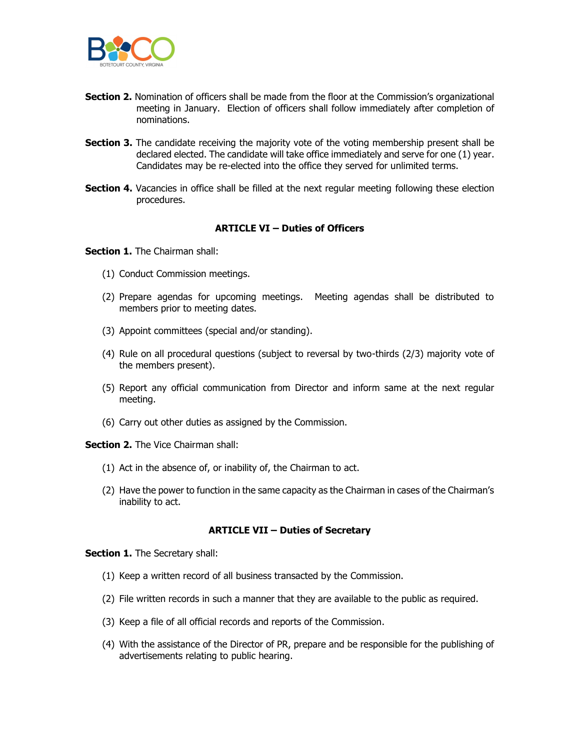**Section 2.** Nomination of officers shall be made from the floor at the Commission's organizational meeting in January. Election of officers shall follow immediately after completion of nominations.

**Section 3.** The candidate receiving the majority vote of the voting membership present shall be declared elected. The candidate will take office immediately and serve for one (1) year. Candidates may be re-elected into the office they served for unlimited terms.

**Section 4.** Vacancies in office shall be filled at the next regular meeting following these election procedures.

## ARTICLE VI – Duties of Officers

**Section 1.** The Chairman shall:

(1) Conduct Commission meetings.

(2) Prepare agendas for upcoming meetings. Meeting agendas shall be distributed to members prior to meeting dates.

(3) Appoint committees (special and/or standing).

(4) Rule on all procedural questions (subject to reversal by two-thirds (2/3) majority vote of the members present).

(5) Report any official communication from Director and inform same at the next regular meeting.

(6) Carry out other duties as assigned by the Commission.

**Section 2.** The Vice Chairman shall:

(1) Act in the absence of, or inability of, the Chairman to act.

(2) Have the power to function in the same capacity as the Chairman in cases of the Chairman's inability to act.

## ARTICLE VII – Duties of Secretary

**Section 1.** The Secretary shall:

(1) Keep a written record of all business transacted by the Commission.

(2) File written records in such a manner that they are available to the public as required.

(3) Keep a file of all official records and reports of the Commission.

(4) With the assistance of the Director of PR, prepare and be responsible for the publishing of advertisements relating to public hearing.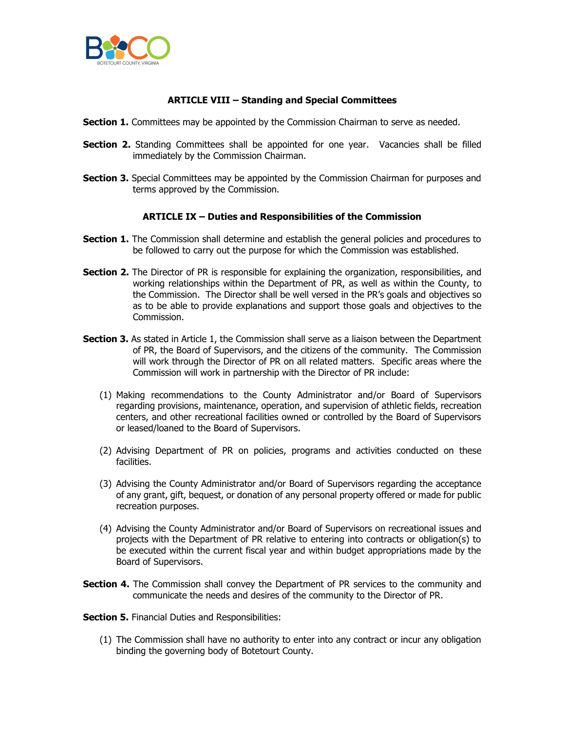### ARTICLE VIII – Standing and Special Committees

**Section 1.** Committees may be appointed by the Commission Chairman to serve as needed.

**Section 2.** Standing Committees shall be appointed for one year. Vacancies shall be filled immediately by the Commission Chairman.

**Section 3.** Special Committees may be appointed by the Commission Chairman for purposes and terms approved by the Commission.

### ARTICLE IX – Duties and Responsibilities of the Commission

**Section 1.** The Commission shall determine and establish the general policies and procedures to be followed to carry out the purpose for which the Commission was established.

**Section 2.** The Director of PR is responsible for explaining the organization, responsibilities, and working relationships within the Department of PR, as well as within the County, to the Commission. The Director shall be well versed in the PR's goals and objectives so as to be able to provide explanations and support those goals and objectives to the Commission.

**Section 3.** As stated in Article 1, the Commission shall serve as a liaison between the Department of PR, the Board of Supervisors, and the citizens of the community. The Commission will work through the Director of PR on all related matters. Specific areas where the Commission will work in partnership with the Director of PR include:

(1) Making recommendations to the County Administrator and/or Board of Supervisors regarding provisions, maintenance, operation, and supervision of athletic fields, recreation centers, and other recreational facilities owned or controlled by the Board of Supervisors or leased/loaned to the Board of Supervisors.

(2) Advising Department of PR on policies, programs and activities conducted on these facilities.

(3) Advising the County Administrator and/or Board of Supervisors regarding the acceptance of any grant, gift, bequest, or donation of any personal property offered or made for public recreation purposes.

(4) Advising the County Administrator and/or Board of Supervisors on recreational issues and projects with the Department of PR relative to entering into contracts or obligation(s) to be executed within the current fiscal year and within budget appropriations made by the Board of Supervisors.

**Section 4.** The Commission shall convey the Department of PR services to the community and communicate the needs and desires of the community to the Director of PR.

**Section 5.** Financial Duties and Responsibilities:

(1) The Commission shall have no authority to enter into any contract or incur any obligation binding the governing body of Botetourt County.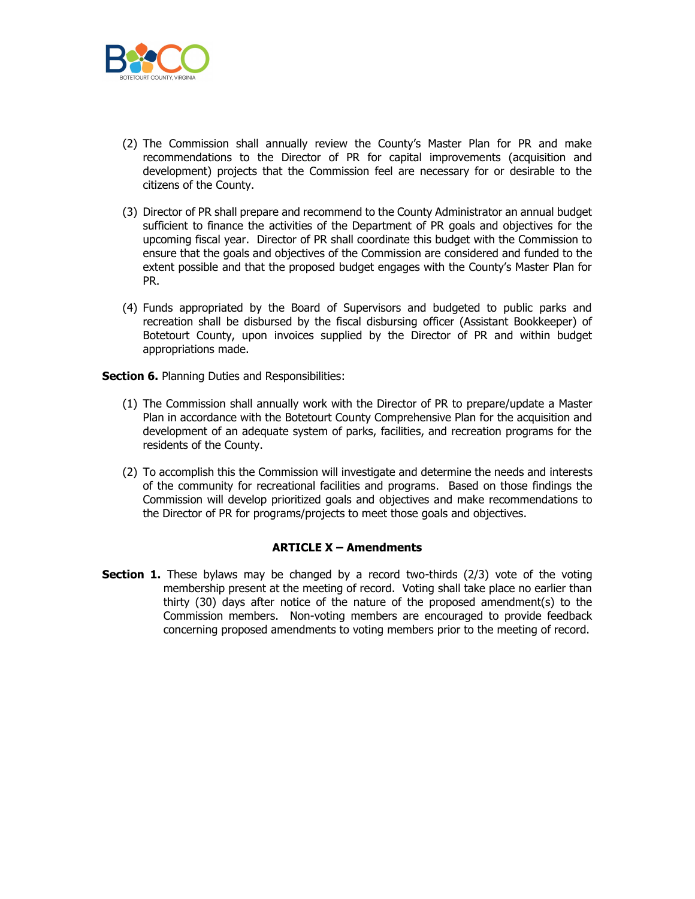(2) The Commission shall annually review the County's Master Plan for PR and make recommendations to the Director of PR for capital improvements (acquisition and development) projects that the Commission feel are necessary for or desirable to the citizens of the County.

(3) Director of PR shall prepare and recommend to the County Administrator an annual budget sufficient to finance the activities of the Department of PR goals and objectives for the upcoming fiscal year. Director of PR shall coordinate this budget with the Commission to ensure that the goals and objectives of the Commission are considered and funded to the extent possible and that the proposed budget engages with the County's Master Plan for PR.

(4) Funds appropriated by the Board of Supervisors and budgeted to public parks and recreation shall be disbursed by the fiscal disbursing officer (Assistant Bookkeeper) of Botetourt County, upon invoices supplied by the Director of PR and within budget appropriations made.

**Section 6.** Planning Duties and Responsibilities:

(1) The Commission shall annually work with the Director of PR to prepare/update a Master Plan in accordance with the Botetourt County Comprehensive Plan for the acquisition and development of an adequate system of parks, facilities, and recreation programs for the residents of the County.

(2) To accomplish this the Commission will investigate and determine the needs and interests of the community for recreational facilities and programs. Based on those findings the Commission will develop prioritized goals and objectives and make recommendations to the Director of PR for programs/projects to meet those goals and objectives.

## ARTICLE X – Amendments

**Section 1.** These bylaws may be changed by a record two-thirds (2/3) vote of the voting membership present at the meeting of record. Voting shall take place no earlier than thirty (30) days after notice of the nature of the proposed amendment(s) to the Commission members. Non-voting members are encouraged to provide feedback concerning proposed amendments to voting members prior to the meeting of record.